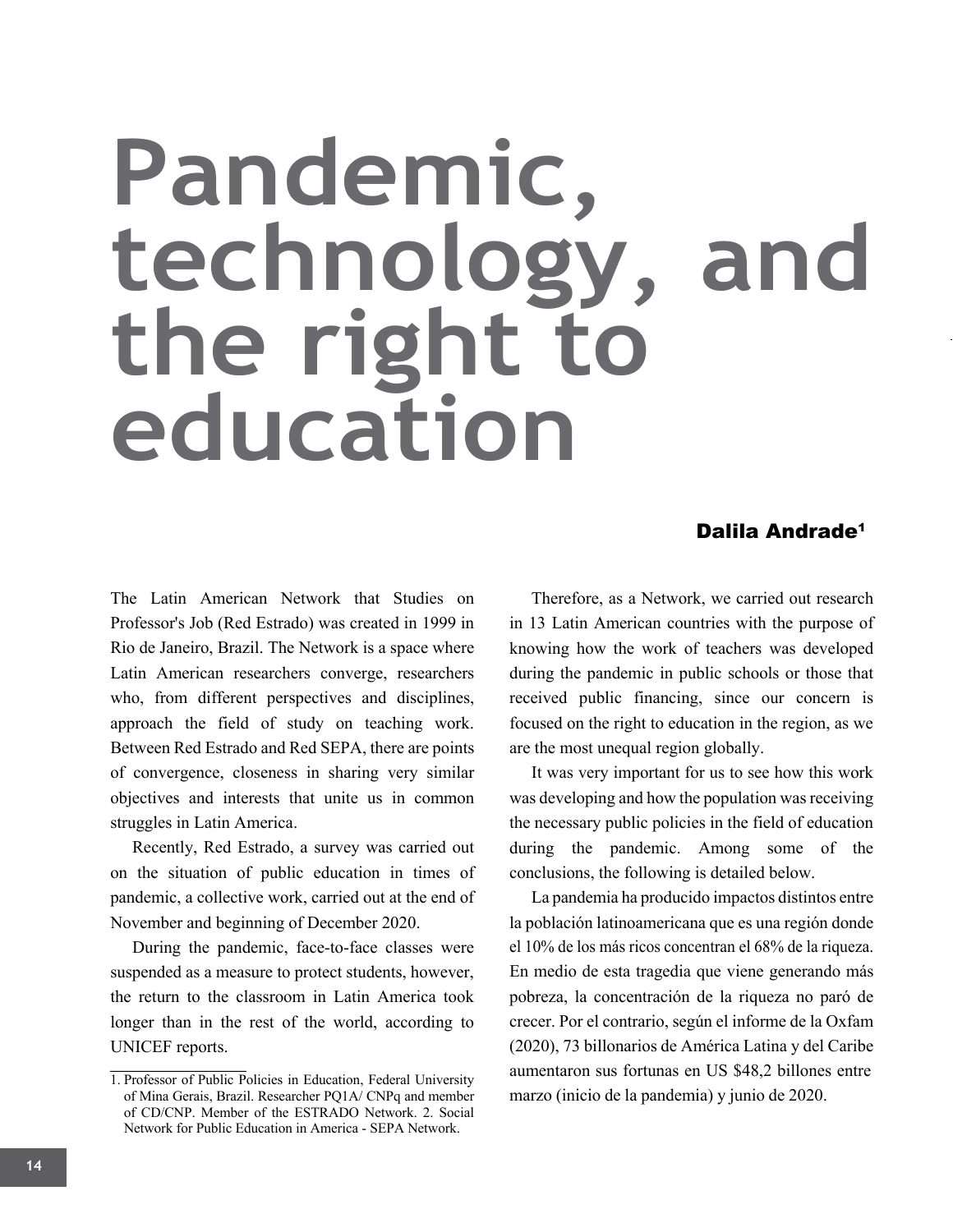# Pandemic, technology, and the right to education

**Dalila Andrade[1]**

The Latin American Network that Studies on Professor's Job (Red Estrado) was created in 1999 in Rio de Janeiro, Brazil. The Network is a space where Latin American researchers converge, researchers who, from different perspectives and disciplines, approach the field of study on teaching work. Between Red Estrado and Red SEPA, there are points of convergence, closeness in sharing very similar objectives and interests that unite us in common struggles in Latin America.

Recently, Red Estrado, a survey was carried out on the situation of public education in times of pandemic, a collective work, carried out at the end of November and beginning of December 2020.

During the pandemic, face-to-face classes were suspended as a measure to protect students, however, the return to the classroom in Latin America took longer than in the rest of the world, according to UNICEF reports.

Therefore, as a Network, we carried out research in 13 Latin American countries with the purpose of knowing how the work of teachers was developed during the pandemic in public schools or those that received public financing, since our concern is focused on the right to education in the region, as we are the most unequal region globally.

It was very important for us to see how this work was developing and how the population was receiving the necessary public policies in the field of education during the pandemic. Among some of the conclusions, the following is detailed below.

La pandemia ha producido impactos distintos entre la población latinoamericana que es una región donde el 10% de los más ricos concentran el 68% de la riqueza. En medio de esta tragedia que viene generando más pobreza, la concentración de la riqueza no paró de crecer. Por el contrario, según el informe de la Oxfam (2020), 73 billonarios de América Latina y del Caribe aumentaron sus fortunas en US $48,2 billones entre marzo (inicio de la pandemia) y junio de 2020.

---

1. Professor of Public Policies in Education, Federal University of Mina Gerais, Brazil. Researcher PQ1A/ CNPq and member of CD/CNP. Member of the ESTRADO Network. 2. Social Network for Public Education in America - SEPA Network.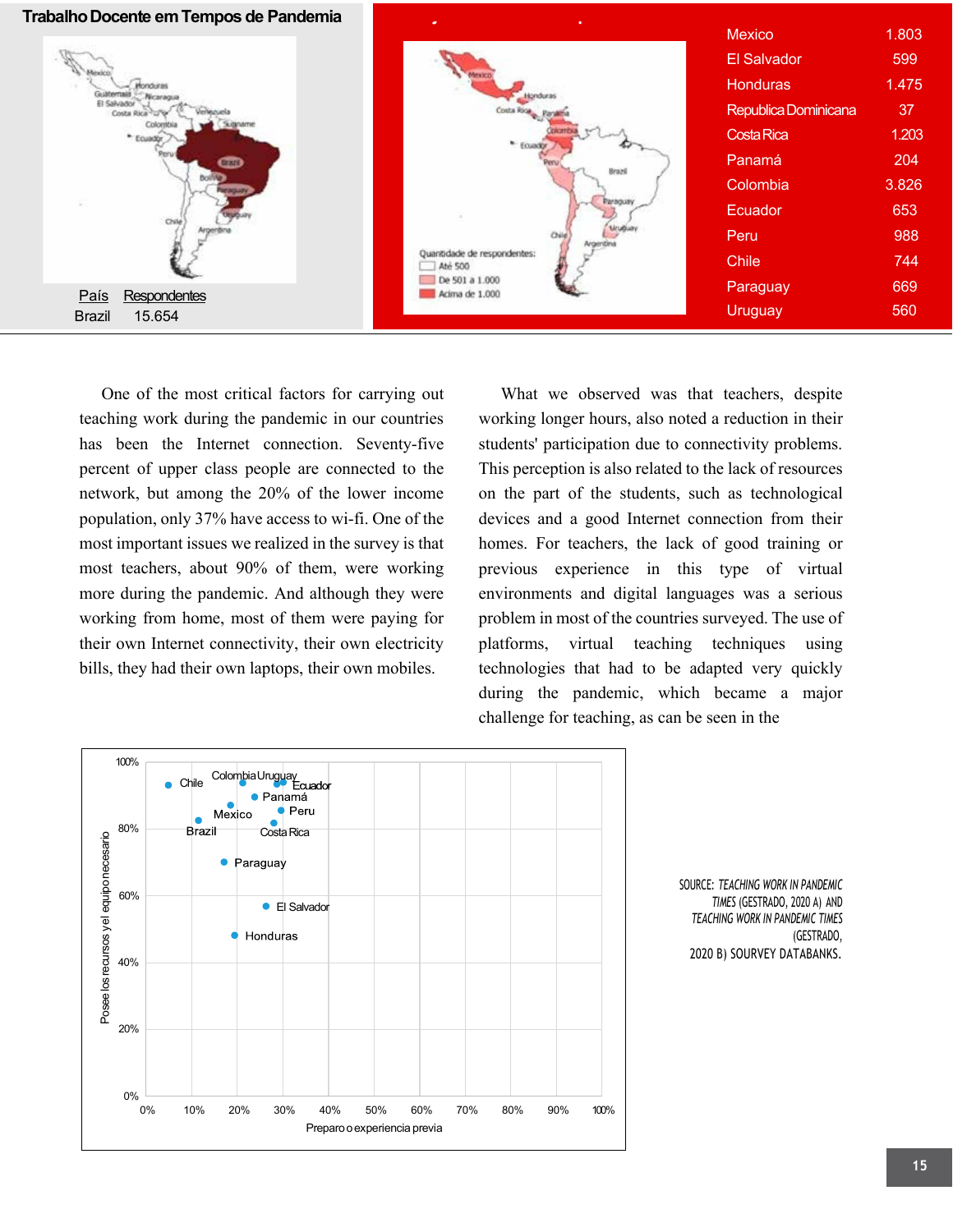**Trabalho Docente em Tempos de Pandemia**

| País | Respondentes |
|---|---|
| Brazil | 15.654 |

Quantidade de respondentes:
- Até 500
- De 501 a 1.000
- Acima de 1.000

| | |
|---|---|
| Mexico | 1.803 |
| El Salvador | 599 |
| Honduras | 1.475 |
| Republica Dominicana | 37 |
| Costa Rica | 1.203 |
| Panamá | 204 |
| Colombia | 3.826 |
| Ecuador | 653 |
| Peru | 988 |
| Chile | 744 |
| Paraguay | 669 |
| Uruguay | 560 |

One of the most critical factors for carrying out teaching work during the pandemic in our countries has been the Internet connection. Seventy-five percent of upper class people are connected to the network, but among the 20% of the lower income population, only 37% have access to wi-fi. One of the most important issues we realized in the survey is that most teachers, about 90% of them, were working more during the pandemic. And although they were working from home, most of them were paying for their own Internet connectivity, their own electricity bills, they had their own laptops, their own mobiles.

What we observed was that teachers, despite working longer hours, also noted a reduction in their students' participation due to connectivity problems. This perception is also related to the lack of resources on the part of the students, such as technological devices and a good Internet connection from their homes. For teachers, the lack of good training or previous experience in this type of virtual environments and digital languages was a serious problem in most of the countries surveyed. The use of platforms, virtual teaching techniques using technologies that had to be adapted very quickly during the pandemic, which became a major challenge for teaching, as can be seen in the

SOURCE: *TEACHING WORK IN PANDEMIC TIMES* (GESTRADO, 2020 A) AND *TEACHING WORK IN PANDEMIC TIMES* (GESTRADO, 2020 B) SOURVEY DATABANKS.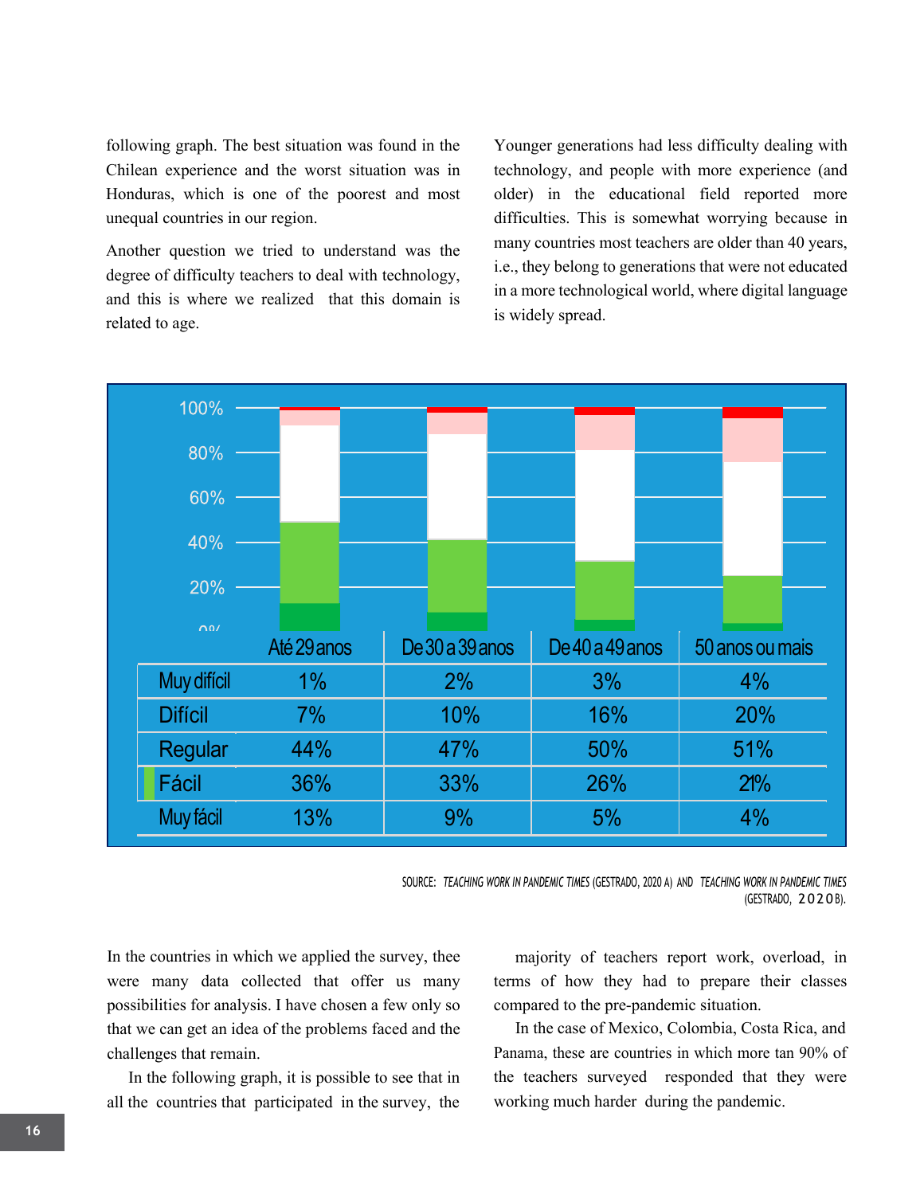following graph. The best situation was found in the Chilean experience and the worst situation was in Honduras, which is one of the poorest and most unequal countries in our region.

Another question we tried to understand was the degree of difficulty teachers to deal with technology, and this is where we realized that this domain is related to age.

Younger generations had less difficulty dealing with technology, and people with more experience (and older) in the educational field reported more difficulties. This is somewhat worrying because in many countries most teachers are older than 40 years, i.e., they belong to generations that were not educated in a more technological world, where digital language is widely spread.

| | Até 29 anos | De 30 a 39 anos | De 40 a 49 anos | 50 anos ou mais |
|---|---|---|---|---|
| Muy difícil | 1% | 2% | 3% | 4% |
| Difícil | 7% | 10% | 16% | 20% |
| Regular | 44% | 47% | 50% | 51% |
| Fácil | 36% | 33% | 26% | 21% |
| Muy fácil | 13% | 9% | 5% | 4% |

SOURCE: *TEACHING WORK IN PANDEMIC TIMES* (GESTRADO, 2020 A) AND *TEACHING WORK IN PANDEMIC TIMES* (GESTRADO, 2020B).

In the countries in which we applied the survey, thee were many data collected that offer us many possibilities for analysis. I have chosen a few only so that we can get an idea of the problems faced and the challenges that remain.

In the following graph, it is possible to see that in all the countries that participated in the survey, the majority of teachers report work, overload, in terms of how they had to prepare their classes compared to the pre-pandemic situation.

In the case of Mexico, Colombia, Costa Rica, and Panama, these are countries in which more tan 90% of the teachers surveyed responded that they were working much harder during the pandemic.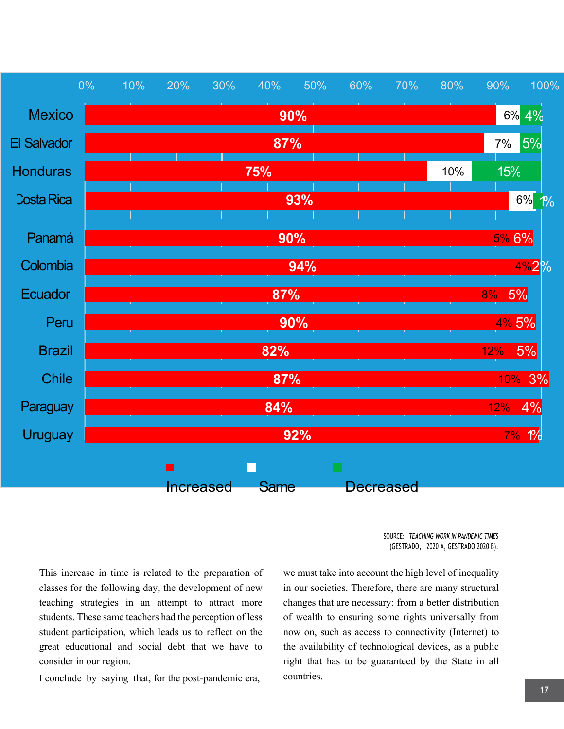0% 10% 20% 30% 40% 50% 60% 70% 80% 90% 100%

Mexico 90% 6% 4%

El Salvador 87% 7% 5%

Honduras 75% 10% 15%

Costa Rica 93% 6% 1%

Panamá 90% 5% 6%

Colombia 94% 4% 2%

Ecuador 87% 8% 5%

Peru 90% 4% 5%

Brazil 82% 12% 5%

Chile 87% 10% 3%

Paraguay 84% 12% 4%

Uruguay 92% 7% 1%

Increased Same Decreased

SOURCE: *TEACHING WORK IN PANDEMIC TIMES* (GESTRADO, 2020 A, GESTRADO 2020 B).

This increase in time is related to the preparation of classes for the following day, the development of new teaching strategies in an attempt to attract more students. These same teachers had the perception of less student participation, which leads us to reflect on the great educational and social debt that we have to consider in our region.

I conclude by saying that, for the post-pandemic era, we must take into account the high level of inequality in our societies. Therefore, there are many structural changes that are necessary: from a better distribution of wealth to ensuring some rights universally from now on, such as access to connectivity (Internet) to the availability of technological devices, as a public right that has to be guaranteed by the State in all countries.